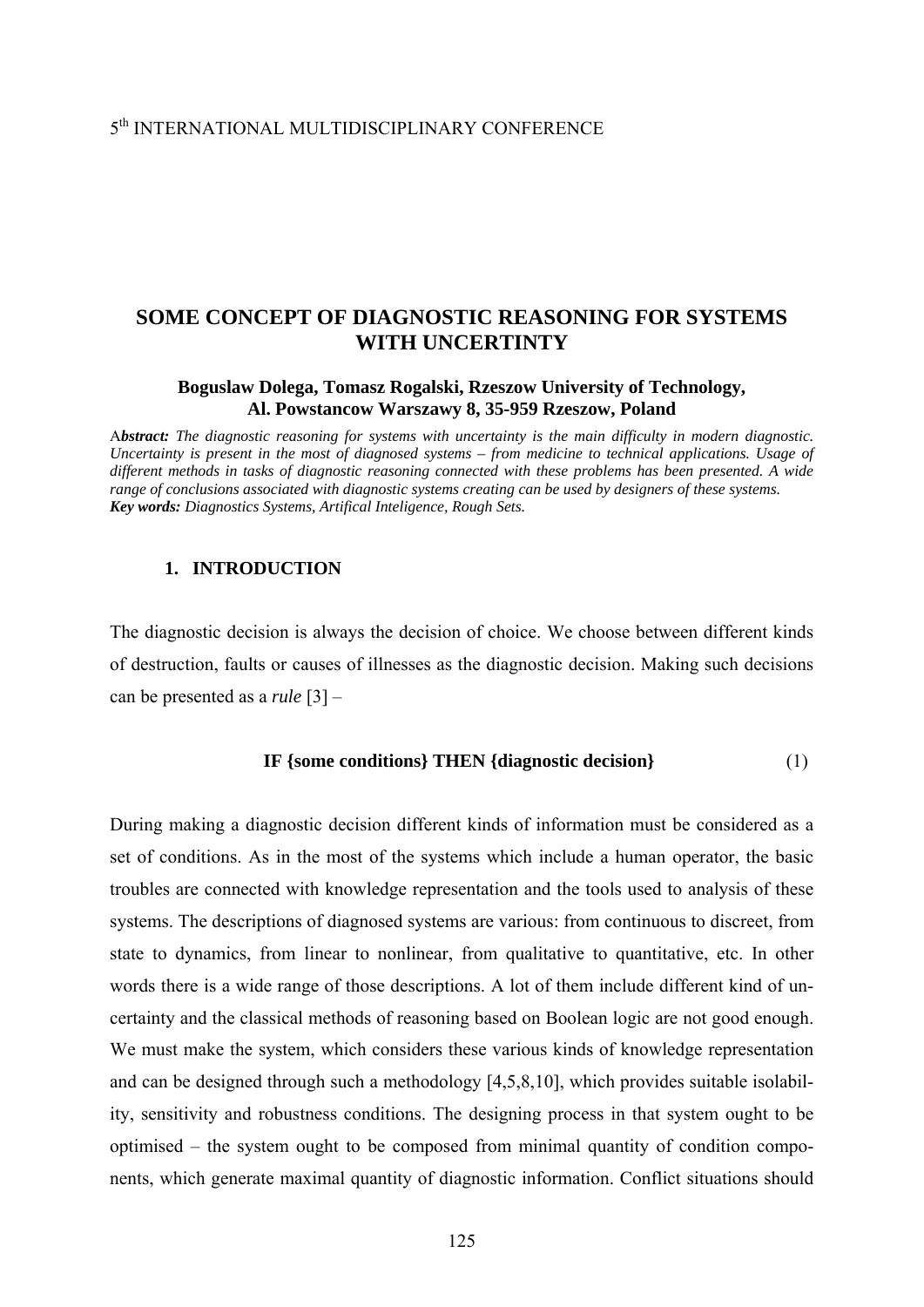5th INTERNATIONAL MULTIDISCIPLINARY CONFERENCE

# SOME CONCEPT OF DIAGNOSTIC REASONING FOR SYSTEMS WITH UNCERTINTY

**Boguslaw Dolega, Tomasz Rogalski, Rzeszow University of Technology, Al. Powstancow Warszawy 8, 35-959 Rzeszow, Poland**

A***bstract:*** *The diagnostic reasoning for systems with uncertainty is the main difficulty in modern diagnostic. Uncertainty is present in the most of diagnosed systems – from medicine to technical applications. Usage of different methods in tasks of diagnostic reasoning connected with these problems has been presented. A wide range of conclusions associated with diagnostic systems creating can be used by designers of these systems.*
***Key words:*** *Diagnostics Systems, Artifical Inteligence, Rough Sets.*

## 1. INTRODUCTION

The diagnostic decision is always the decision of choice. We choose between different kinds of destruction, faults or causes of illnesses as the diagnostic decision. Making such decisions can be presented as a *rule* [3] –

**IF {some conditions} THEN {diagnostic decision}** (1)

During making a diagnostic decision different kinds of information must be considered as a set of conditions. As in the most of the systems which include a human operator, the basic troubles are connected with knowledge representation and the tools used to analysis of these systems. The descriptions of diagnosed systems are various: from continuous to discreet, from state to dynamics, from linear to nonlinear, from qualitative to quantitative, etc. In other words there is a wide range of those descriptions. A lot of them include different kind of uncertainty and the classical methods of reasoning based on Boolean logic are not good enough. We must make the system, which considers these various kinds of knowledge representation and can be designed through such a methodology [4,5,8,10], which provides suitable isolability, sensitivity and robustness conditions. The designing process in that system ought to be optimised – the system ought to be composed from minimal quantity of condition components, which generate maximal quantity of diagnostic information. Conflict situations should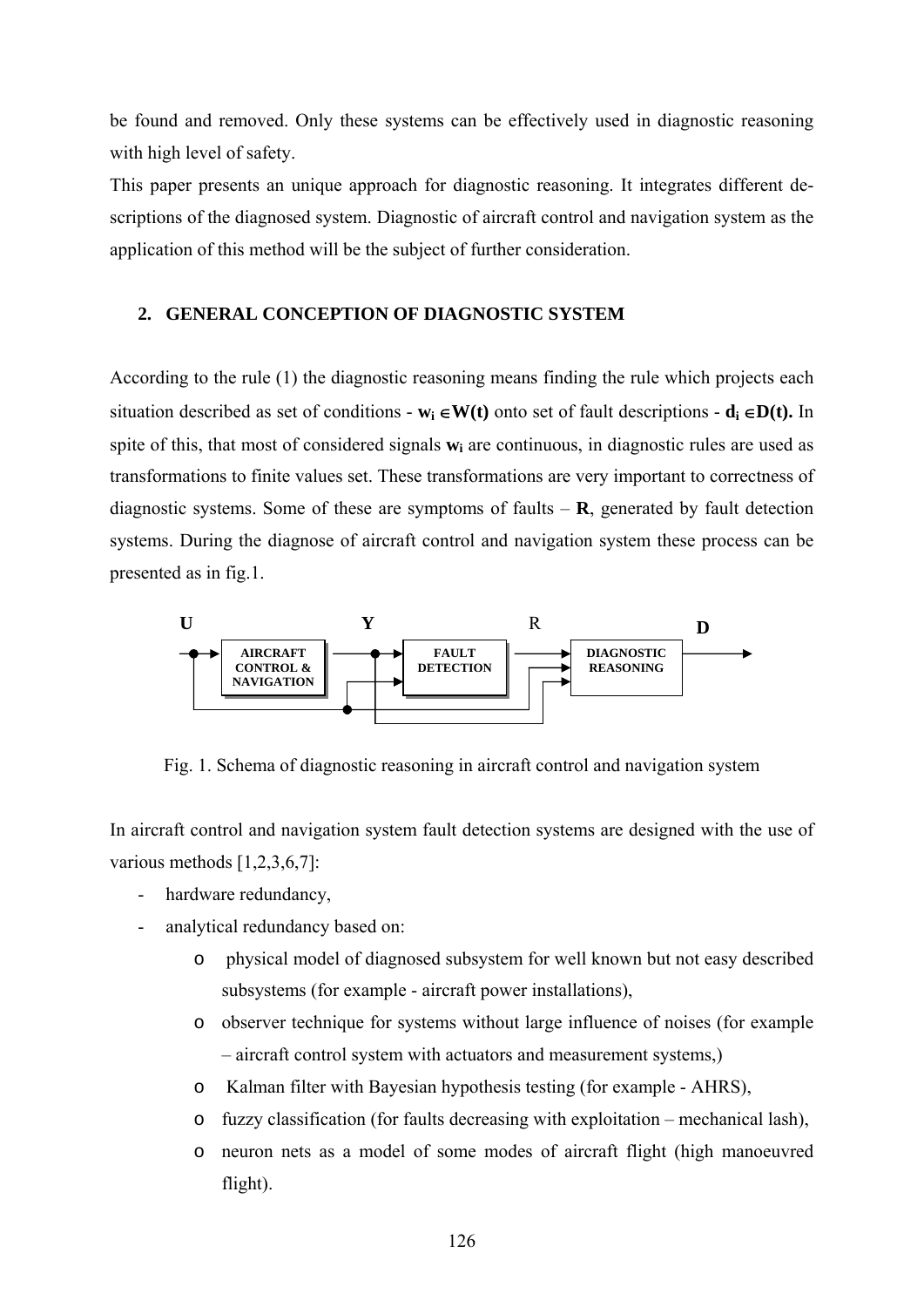be found and removed. Only these systems can be effectively used in diagnostic reasoning with high level of safety.

This paper presents an unique approach for diagnostic reasoning. It integrates different descriptions of the diagnosed system. Diagnostic of aircraft control and navigation system as the application of this method will be the subject of further consideration.

## 2. GENERAL CONCEPTION OF DIAGNOSTIC SYSTEM

According to the rule (1) the diagnostic reasoning means finding the rule which projects each situation described as set of conditions - $\mathbf{w_i} \in \mathbf{W(t)}$ onto set of fault descriptions - $\mathbf{d_i} \in \mathbf{D(t)}$. In spite of this, that most of considered signals $\mathbf{w_i}$ are continuous, in diagnostic rules are used as transformations to finite values set. These transformations are very important to correctness of diagnostic systems. Some of these are symptoms of faults – **R**, generated by fault detection systems. During the diagnose of aircraft control and navigation system these process can be presented as in fig.1.

Fig. 1. Schema of diagnostic reasoning in aircraft control and navigation system

In aircraft control and navigation system fault detection systems are designed with the use of various methods [1,2,3,6,7]:

- hardware redundancy,
- analytical redundancy based on:
    - physical model of diagnosed subsystem for well known but not easy described subsystems (for example - aircraft power installations),
    - observer technique for systems without large influence of noises (for example – aircraft control system with actuators and measurement systems,)
    - Kalman filter with Bayesian hypothesis testing (for example - AHRS),
    - fuzzy classification (for faults decreasing with exploitation – mechanical lash),
    - neuron nets as a model of some modes of aircraft flight (high manoeuvred flight).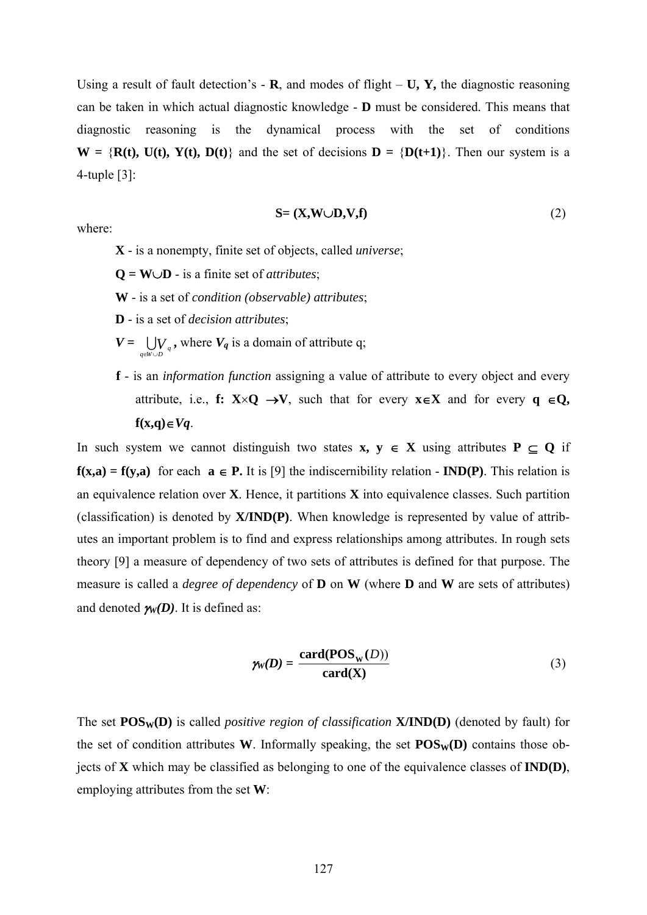Using a result of fault detection's - **R**, and modes of flight – **U, Y,** the diagnostic reasoning can be taken in which actual diagnostic knowledge - **D** must be considered. This means that diagnostic reasoning is the dynamical process with the set of conditions $\mathbf{W} = \{\mathbf{R(t), U(t), Y(t), D(t)}\}$ and the set of decisions $\mathbf{D} = \{\mathbf{D(t+1)}\}$. Then our system is a 4-tuple [3]:

$$\mathbf{S= (X,W \cup D,V,f)} \tag{2}$$

where:

- **X** - is a nonempty, finite set of objects, called *universe*;
- $\mathbf{Q = W \cup D}$ - is a finite set of *attributes*;
- **W** - is a set of *condition (observable) attributes*;
- **D** - is a set of *decision attributes*;
- $\boldsymbol{V} = \bigcup_{q \in W \cup D} V_q$ **,** where $\boldsymbol{V_q}$ is a domain of attribute q;
- **f** - is an *information function* assigning a value of attribute to every object and every attribute, i.e., $\mathbf{f: X \times Q \to V}$, such that for every $\mathbf{x \in X}$ and for every $\mathbf{q \in Q}$, $\mathbf{f(x,q) \in} \boldsymbol{Vq}$.

In such system we cannot distinguish two states $\mathbf{x, y \in X}$ using attributes $\mathbf{P \subseteq Q}$ if $\mathbf{f(x,a) = f(y,a)}$ for each $\mathbf{a \in P}$. It is [9] the indiscernibility relation - **IND(P)**. This relation is an equivalence relation over **X**. Hence, it partitions **X** into equivalence classes. Such partition (classification) is denoted by **X/IND(P)**. When knowledge is represented by value of attributes an important problem is to find and express relationships among attributes. In rough sets theory [9] a measure of dependency of two sets of attributes is defined for that purpose. The measure is called a *degree of dependency* of **D** on **W** (where **D** and **W** are sets of attributes) and denoted $\boldsymbol{\gamma_W(D)}$. It is defined as:

$$\boldsymbol{\gamma_W(D)} = \frac{\mathbf{card(POS_W}(D))}{\mathbf{card(X)}} \tag{3}$$

The set $\mathbf{POS_W(D)}$ is called *positive region of classification* **X/IND(D)** (denoted by fault) for the set of condition attributes **W**. Informally speaking, the set $\mathbf{POS_W(D)}$ contains those objects of **X** which may be classified as belonging to one of the equivalence classes of **IND(D)**, employing attributes from the set **W**: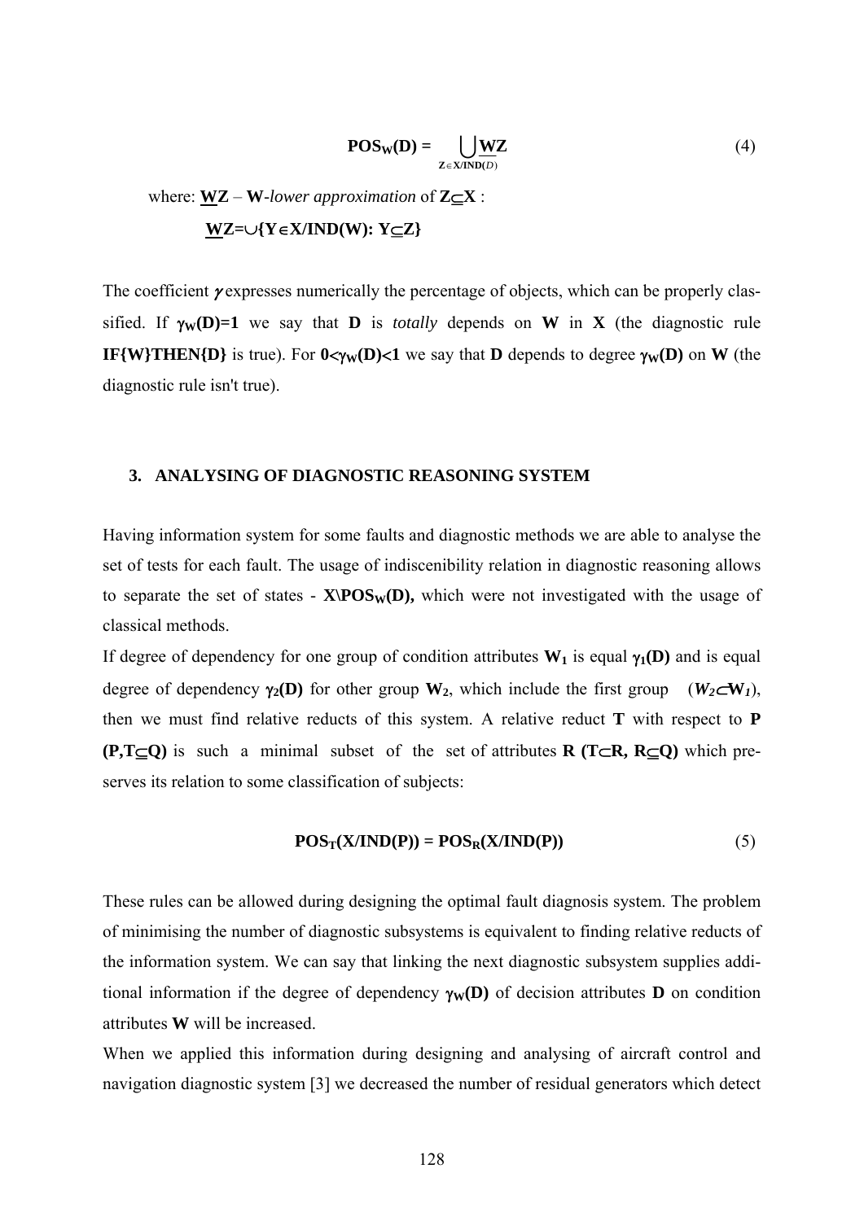$$\mathbf{POS_W(D)} = \bigcup_{\mathbf{Z} \in \mathbf{X/IND}(D)} \underline{\mathbf{W}}\mathbf{Z} \tag{4}$$

where: $\underline{\mathbf{W}}\mathbf{Z}$ – **W**-*lower approximation* of $\mathbf{Z} \subseteq \mathbf{X}$ :

$$\underline{\mathbf{W}}\mathbf{Z} = \cup\{\mathbf{Y} \in \mathbf{X/IND(W)}: \mathbf{Y} \subseteq \mathbf{Z}\}$$

The coefficient $\gamma$ expresses numerically the percentage of objects, which can be properly classified. If $\gamma_W(D)=1$ we say that **D** is *totally* depends on **W** in **X** (the diagnostic rule **IF{W}THEN{D}** is true). For $0<\gamma_W(D)<1$ we say that **D** depends to degree $\gamma_W(D)$ on **W** (the diagnostic rule isn't true).

## 3. ANALYSING OF DIAGNOSTIC REASONING SYSTEM

Having information system for some faults and diagnostic methods we are able to analyse the set of tests for each fault. The usage of indiscenibility relation in diagnostic reasoning allows to separate the set of states - $\mathbf{X \backslash POS_W(D)}$, which were not investigated with the usage of classical methods.

If degree of dependency for one group of condition attributes $\mathbf{W_1}$ is equal $\gamma_1(\mathbf{D})$ and is equal degree of dependency $\gamma_2(\mathbf{D})$ for other group $\mathbf{W_2}$, which include the first group ($W_2 \subset \mathbf{W}_1$), then we must find relative reducts of this system. A relative reduct **T** with respect to **P** $(\mathbf{P,T} \subseteq \mathbf{Q})$ is such a minimal subset of the set of attributes **R** $(\mathbf{T} \subset \mathbf{R}, \mathbf{R} \subseteq \mathbf{Q})$ which preserves its relation to some classification of subjects:

$$\mathbf{POS_T(X/IND(P)) = POS_R(X/IND(P))} \tag{5}$$

These rules can be allowed during designing the optimal fault diagnosis system. The problem of minimising the number of diagnostic subsystems is equivalent to finding relative reducts of the information system. We can say that linking the next diagnostic subsystem supplies additional information if the degree of dependency $\gamma_W(D)$ of decision attributes **D** on condition attributes **W** will be increased.

When we applied this information during designing and analysing of aircraft control and navigation diagnostic system [3] we decreased the number of residual generators which detect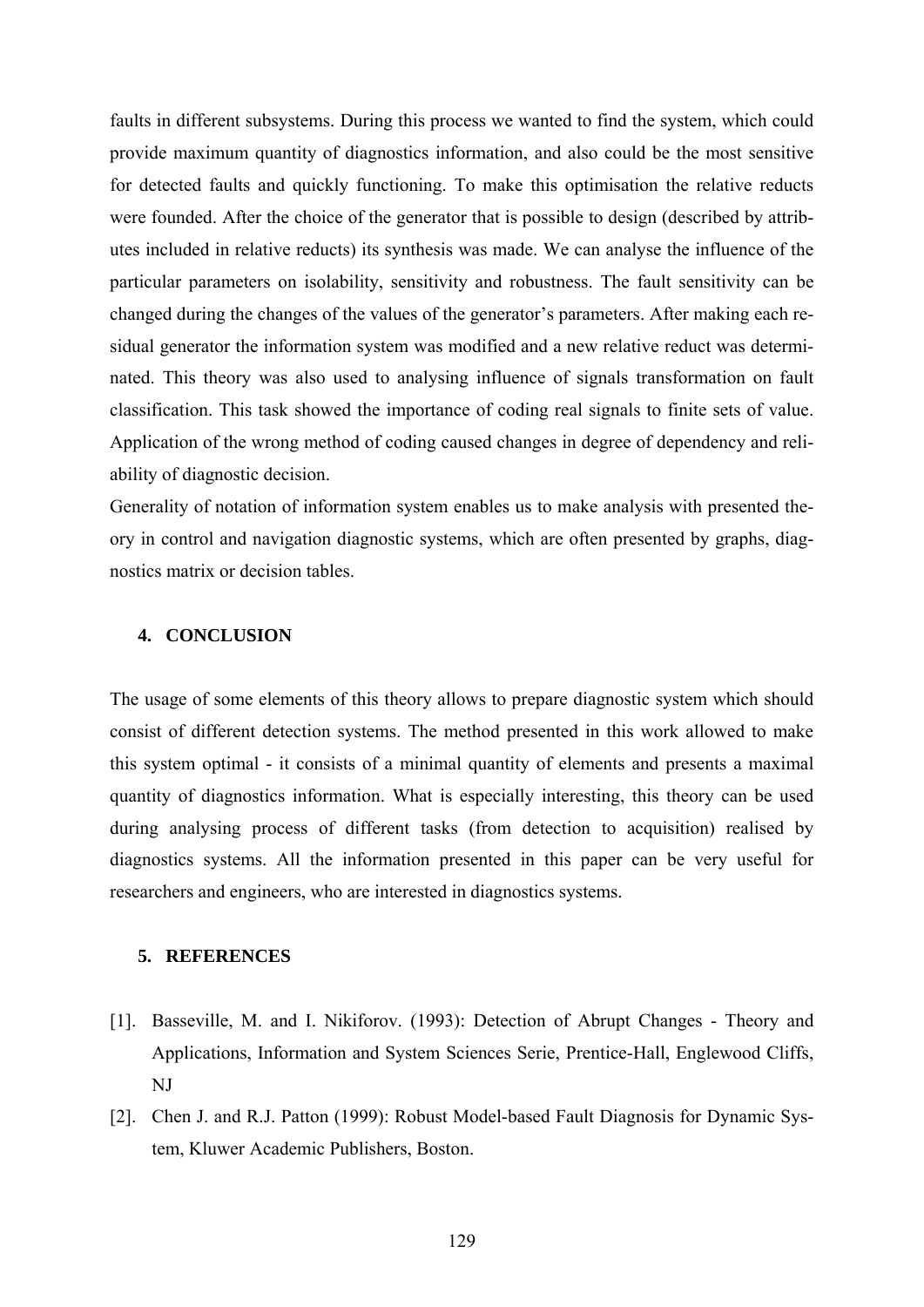faults in different subsystems. During this process we wanted to find the system, which could provide maximum quantity of diagnostics information, and also could be the most sensitive for detected faults and quickly functioning. To make this optimisation the relative reducts were founded. After the choice of the generator that is possible to design (described by attributes included in relative reducts) its synthesis was made. We can analyse the influence of the particular parameters on isolability, sensitivity and robustness. The fault sensitivity can be changed during the changes of the values of the generator's parameters. After making each residual generator the information system was modified and a new relative reduct was determinated. This theory was also used to analysing influence of signals transformation on fault classification. This task showed the importance of coding real signals to finite sets of value. Application of the wrong method of coding caused changes in degree of dependency and reliability of diagnostic decision.

Generality of notation of information system enables us to make analysis with presented theory in control and navigation diagnostic systems, which are often presented by graphs, diagnostics matrix or decision tables.

## 4. CONCLUSION

The usage of some elements of this theory allows to prepare diagnostic system which should consist of different detection systems. The method presented in this work allowed to make this system optimal - it consists of a minimal quantity of elements and presents a maximal quantity of diagnostics information. What is especially interesting, this theory can be used during analysing process of different tasks (from detection to acquisition) realised by diagnostics systems. All the information presented in this paper can be very useful for researchers and engineers, who are interested in diagnostics systems.

## 5. REFERENCES

[1]. Basseville, M. and I. Nikiforov. (1993): Detection of Abrupt Changes - Theory and Applications, Information and System Sciences Serie, Prentice-Hall, Englewood Cliffs, NJ

[2]. Chen J. and R.J. Patton (1999): Robust Model-based Fault Diagnosis for Dynamic System, Kluwer Academic Publishers, Boston.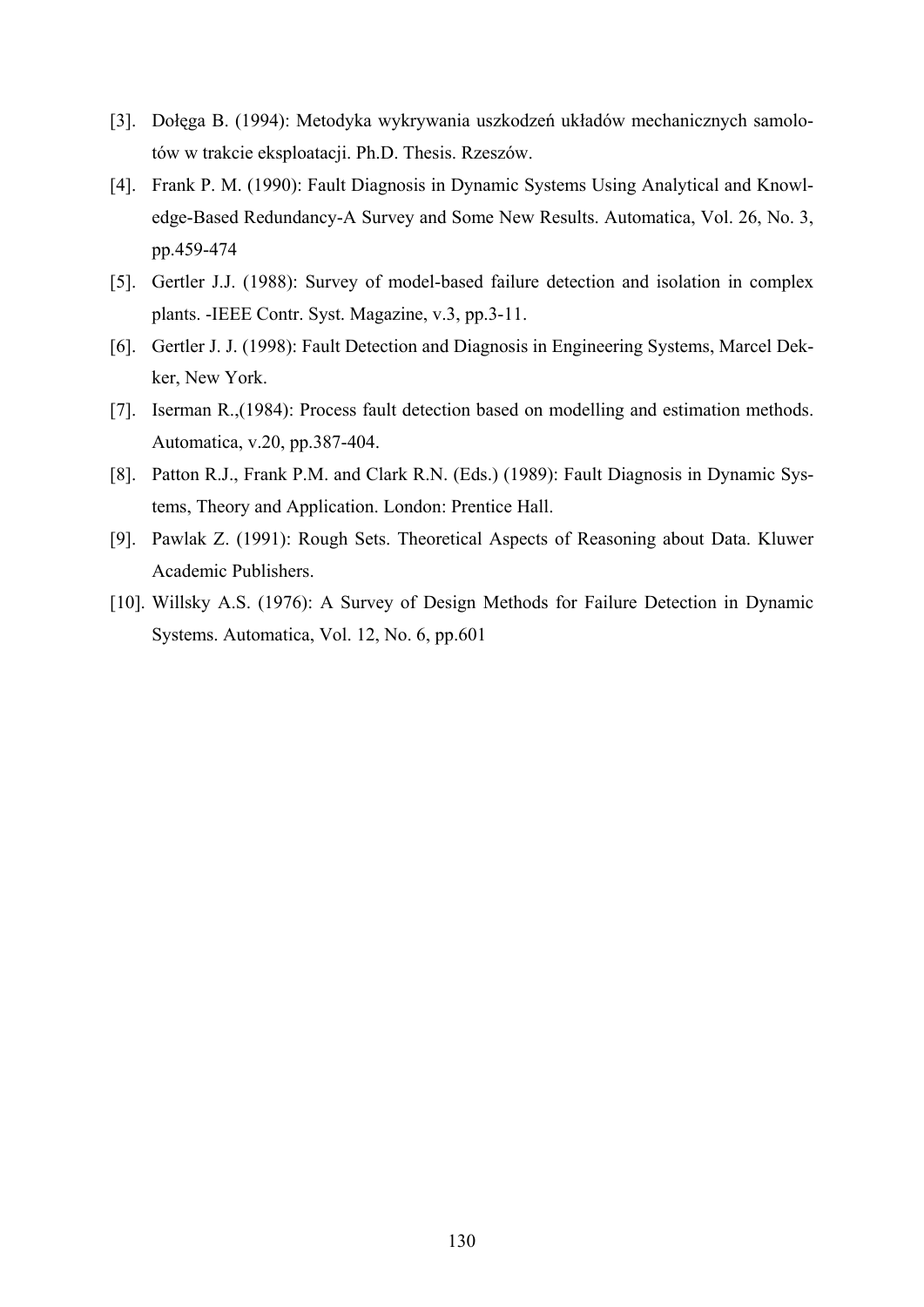[3]. Dołęga B. (1994): Metodyka wykrywania uszkodzeń układów mechanicznych samolotów w trakcie eksploatacji. Ph.D. Thesis. Rzeszów.

[4]. Frank P. M. (1990): Fault Diagnosis in Dynamic Systems Using Analytical and Knowledge-Based Redundancy-A Survey and Some New Results. Automatica, Vol. 26, No. 3, pp.459-474

[5]. Gertler J.J. (1988): Survey of model-based failure detection and isolation in complex plants. -IEEE Contr. Syst. Magazine, v.3, pp.3-11.

[6]. Gertler J. J. (1998): Fault Detection and Diagnosis in Engineering Systems, Marcel Dekker, New York.

[7]. Iserman R.,(1984): Process fault detection based on modelling and estimation methods. Automatica, v.20, pp.387-404.

[8]. Patton R.J., Frank P.M. and Clark R.N. (Eds.) (1989): Fault Diagnosis in Dynamic Systems, Theory and Application. London: Prentice Hall.

[9]. Pawlak Z. (1991): Rough Sets. Theoretical Aspects of Reasoning about Data. Kluwer Academic Publishers.

[10]. Willsky A.S. (1976): A Survey of Design Methods for Failure Detection in Dynamic Systems. Automatica, Vol. 12, No. 6, pp.601